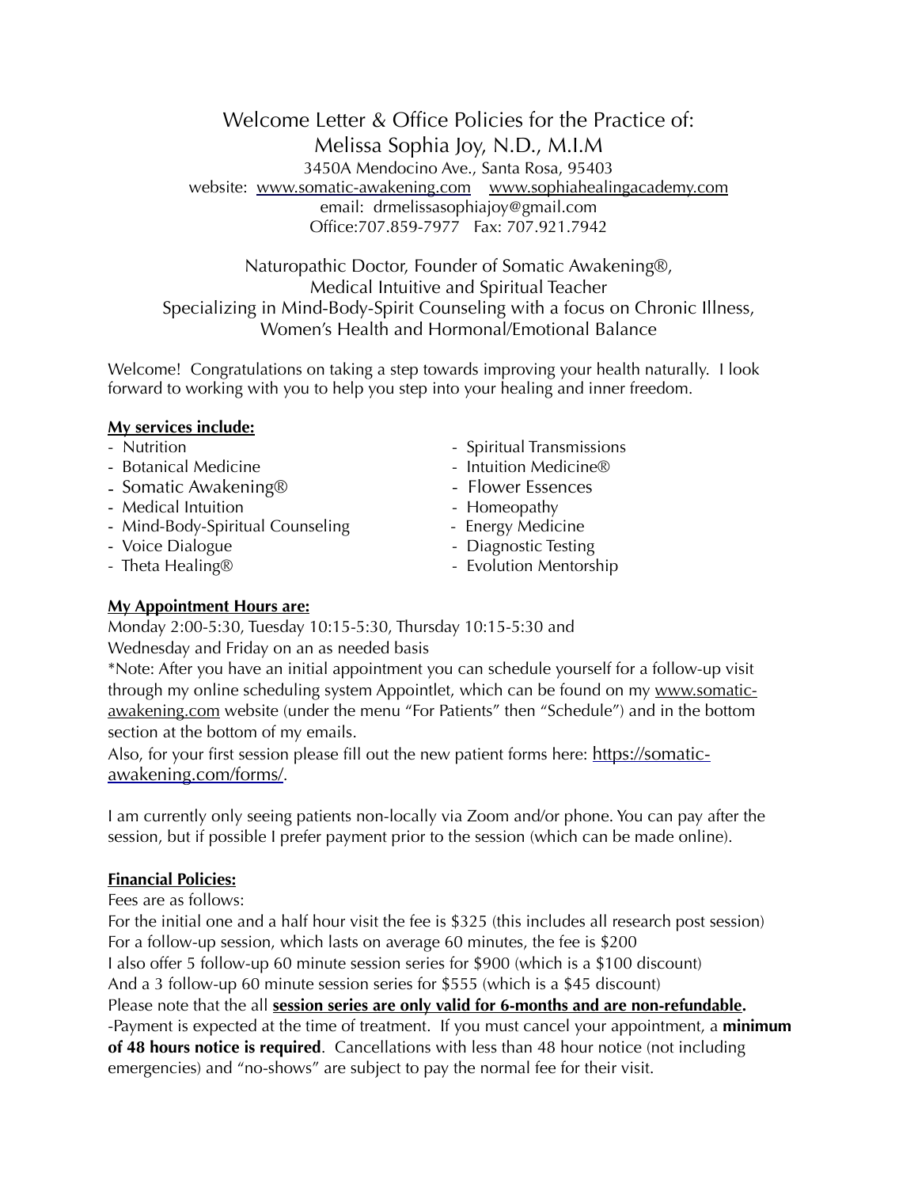# Welcome Letter & Office Policies for the Practice of:
# Melissa Sophia Joy, N.D., M.I.M

3450A Mendocino Ave., Santa Rosa, 95403
website: www.somatic-awakening.com www.sophiahealingacademy.com
email: drmelissasophiajoy@gmail.com
Office:707.859-7977 Fax: 707.921.7942

Naturopathic Doctor, Founder of Somatic Awakening®,
Medical Intuitive and Spiritual Teacher
Specializing in Mind-Body-Spirit Counseling with a focus on Chronic Illness,
Women's Health and Hormonal/Emotional Balance

Welcome! Congratulations on taking a step towards improving your health naturally. I look forward to working with you to help you step into your healing and inner freedom.

**My services include:**

- Nutrition
- Botanical Medicine
- Somatic Awakening®
- Medical Intuition
- Mind-Body-Spiritual Counseling
- Voice Dialogue
- Theta Healing®
- Spiritual Transmissions
- Intuition Medicine®
- Flower Essences
- Homeopathy
- Energy Medicine
- Diagnostic Testing
- Evolution Mentorship

**My Appointment Hours are:**

Monday 2:00-5:30, Tuesday 10:15-5:30, Thursday 10:15-5:30 and
Wednesday and Friday on an as needed basis

*Note: After you have an initial appointment you can schedule yourself for a follow-up visit through my online scheduling system Appointlet, which can be found on my www.somatic-awakening.com website (under the menu "For Patients" then "Schedule") and in the bottom section at the bottom of my emails.

Also, for your first session please fill out the new patient forms here: https://somatic-awakening.com/forms/.

I am currently only seeing patients non-locally via Zoom and/or phone. You can pay after the session, but if possible I prefer payment prior to the session (which can be made online).

**Financial Policies:**

Fees are as follows:

For the initial one and a half hour visit the fee is $325 (this includes all research post session)
For a follow-up session, which lasts on average 60 minutes, the fee is $200
I also offer 5 follow-up 60 minute session series for $900 (which is a $100 discount)
And a 3 follow-up 60 minute session series for $555 (which is a $45 discount)
Please note that the all **session series are only valid for 6-months and are non-refundable.**
-Payment is expected at the time of treatment. If you must cancel your appointment, a **minimum of 48 hours notice is required**. Cancellations with less than 48 hour notice (not including emergencies) and "no-shows" are subject to pay the normal fee for their visit.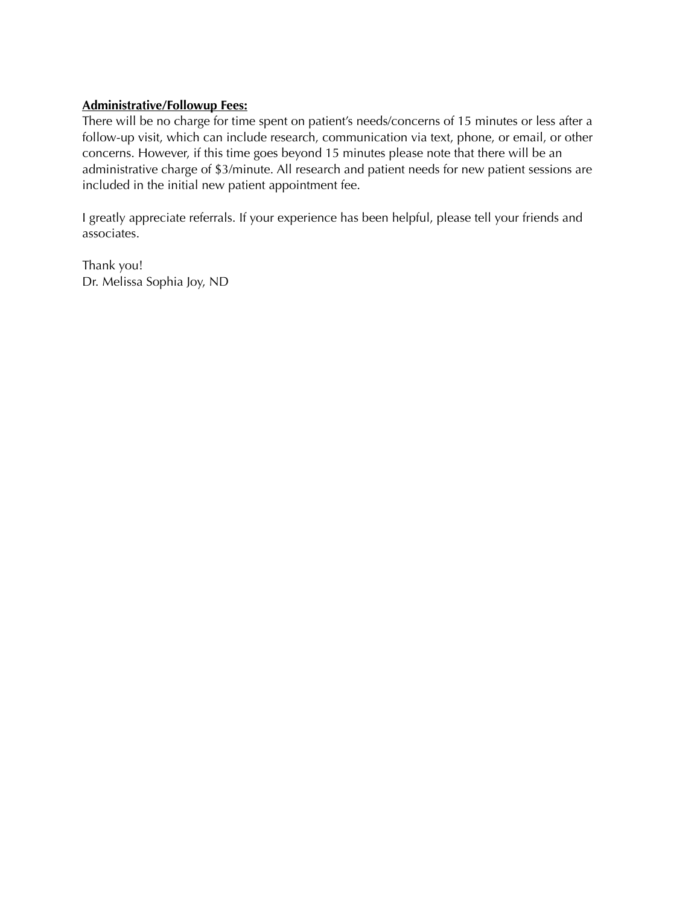**Administrative/Followup Fees:**
There will be no charge for time spent on patient's needs/concerns of 15 minutes or less after a follow-up visit, which can include research, communication via text, phone, or email, or other concerns. However, if this time goes beyond 15 minutes please note that there will be an administrative charge of $3/minute. All research and patient needs for new patient sessions are included in the initial new patient appointment fee.

I greatly appreciate referrals. If your experience has been helpful, please tell your friends and associates.

Thank you!
Dr. Melissa Sophia Joy, ND